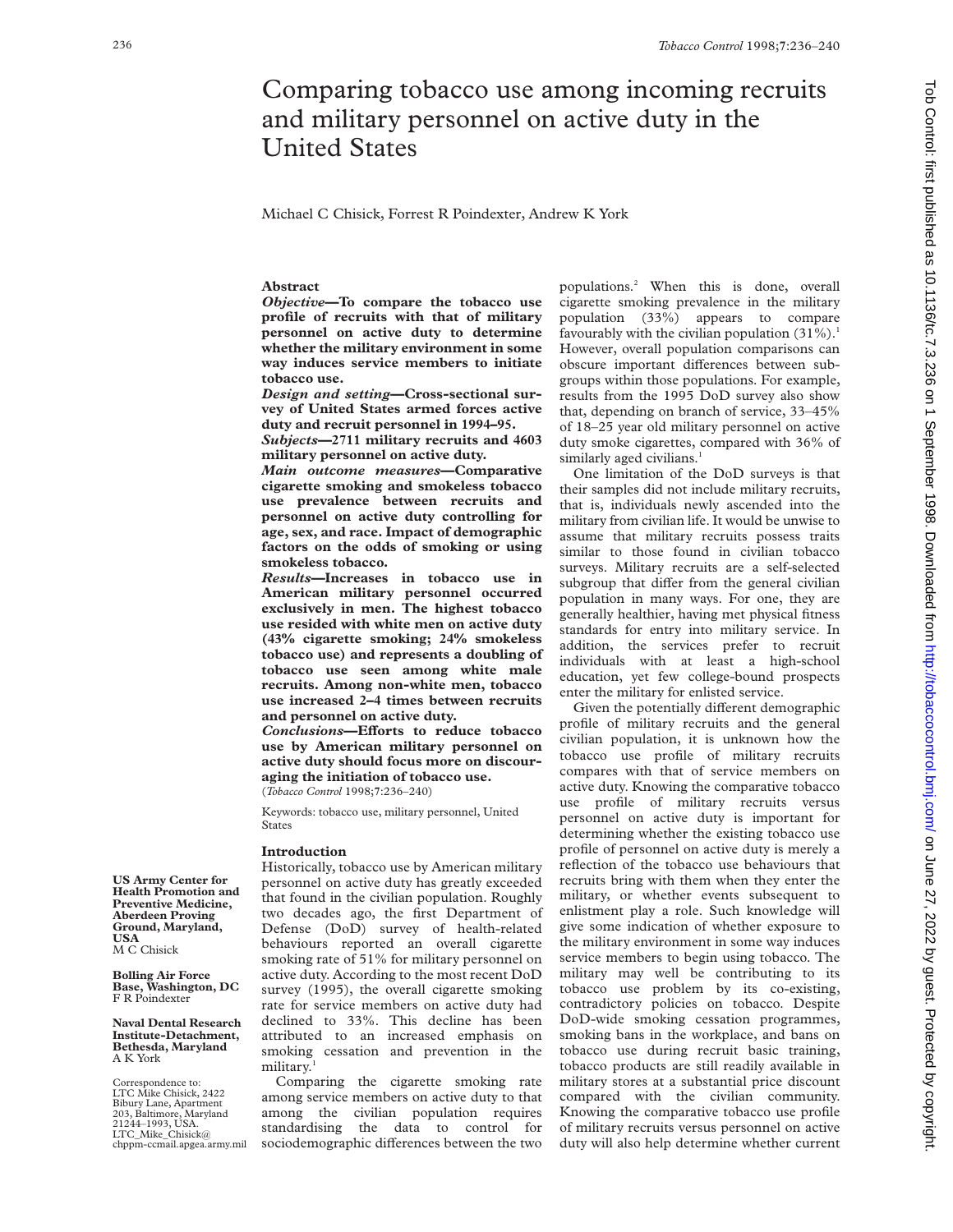# Comparing tobacco use among incoming recruits and military personnel on active duty in the United States

Michael C Chisick, Forrest R Poindexter, Andrew K York

## Abstract

***Objective*—To compare the tobacco use profile of recruits with that of military personnel on active duty to determine whether the military environment in some way induces service members to initiate tobacco use.**

***Design and setting*—Cross-sectional survey of United States armed forces active duty and recruit personnel in 1994–95.**

***Subjects*—2711 military recruits and 4603 military personnel on active duty.**

***Main outcome measures*—Comparative cigarette smoking and smokeless tobacco use prevalence between recruits and personnel on active duty controlling for age, sex, and race. Impact of demographic factors on the odds of smoking or using smokeless tobacco.**

***Results*—Increases in tobacco use in American military personnel occurred exclusively in men. The highest tobacco use resided with white men on active duty (43% cigarette smoking; 24% smokeless tobacco use) and represents a doubling of tobacco use seen among white male recruits. Among non-white men, tobacco use increased 2–4 times between recruits and personnel on active duty.**

***Conclusions*—Efforts to reduce tobacco use by American military personnel on active duty should focus more on discouraging the initiation of tobacco use.**

(*Tobacco Control* 1998;7:236–240)

Keywords: tobacco use, military personnel, United States

**US Army Center for Health Promotion and Preventive Medicine, Aberdeen Proving Ground, Maryland, USA**
M C Chisick

**Bolling Air Force Base, Washington, DC**
F R Poindexter

**Naval Dental Research Institute-Detachment, Bethesda, Maryland**
A K York

Correspondence to: LTC Mike Chisick, 2422 Bibury Lane, Apartment 203, Baltimore, Maryland 21244–1993, USA. LTC_Mike_Chisick@chppm-ccmail.apgea.army.mil

## Introduction

Historically, tobacco use by American military personnel on active duty has greatly exceeded that found in the civilian population. Roughly two decades ago, the first Department of Defense (DoD) survey of health-related behaviours reported an overall cigarette smoking rate of 51% for military personnel on active duty. According to the most recent DoD survey (1995), the overall cigarette smoking rate for service members on active duty had declined to 33%. This decline has been attributed to an increased emphasis on smoking cessation and prevention in the military.[1]

Comparing the cigarette smoking rate among service members on active duty to that among the civilian population requires standardising the data to control for sociodemographic differences between the two populations.[2] When this is done, overall cigarette smoking prevalence in the military population (33%) appears to compare favourably with the civilian population (31%).[1] However, overall population comparisons can obscure important differences between subgroups within those populations. For example, results from the 1995 DoD survey also show that, depending on branch of service, 33–45% of 18–25 year old military personnel on active duty smoke cigarettes, compared with 36% of similarly aged civilians.[1]

One limitation of the DoD surveys is that their samples did not include military recruits, that is, individuals newly ascended into the military from civilian life. It would be unwise to assume that military recruits possess traits similar to those found in civilian tobacco surveys. Military recruits are a self-selected subgroup that differ from the general civilian population in many ways. For one, they are generally healthier, having met physical fitness standards for entry into military service. In addition, the services prefer to recruit individuals with at least a high-school education, yet few college-bound prospects enter the military for enlisted service.

Given the potentially different demographic profile of military recruits and the general civilian population, it is unknown how the tobacco use profile of military recruits compares with that of service members on active duty. Knowing the comparative tobacco use profile of military recruits versus personnel on active duty is important for determining whether the existing tobacco use profile of personnel on active duty is merely a reflection of the tobacco use behaviours that recruits bring with them when they enter the military, or whether events subsequent to enlistment play a role. Such knowledge will give some indication of whether exposure to the military environment in some way induces service members to begin using tobacco. The military may well be contributing to its tobacco use problem by its co-existing, contradictory policies on tobacco. Despite DoD-wide smoking cessation programmes, smoking bans in the workplace, and bans on tobacco use during recruit basic training, tobacco products are still readily available in military stores at a substantial price discount compared with the civilian community. Knowing the comparative tobacco use profile of military recruits versus personnel on active duty will also help determine whether current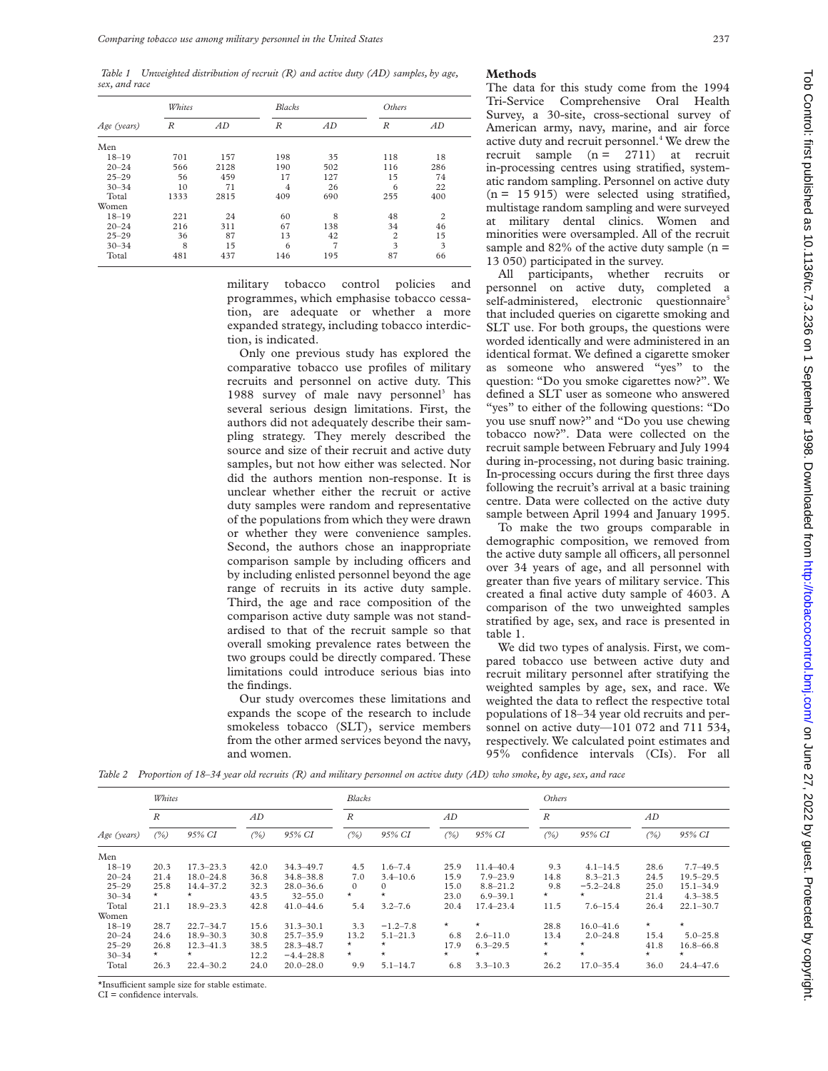*Table 1 Unweighted distribution of recruit (R) and active duty (AD) samples, by age, sex, and race*

| Age (years) | Whites | | Blacks | | Others | |
|---|---|---|---|---|---|---|
| | R | AD | R | AD | R | AD |
| Men | | | | | | |
| 18–19 | 701 | 157 | 198 | 35 | 118 | 18 |
| 20–24 | 566 | 2128 | 190 | 502 | 116 | 286 |
| 25–29 | 56 | 459 | 17 | 127 | 15 | 74 |
| 30–34 | 10 | 71 | 4 | 26 | 6 | 22 |
| Total | 1333 | 2815 | 409 | 690 | 255 | 400 |
| Women | | | | | | |
| 18–19 | 221 | 24 | 60 | 8 | 48 | 2 |
| 20–24 | 216 | 311 | 67 | 138 | 34 | 46 |
| 25–29 | 36 | 87 | 13 | 42 | 2 | 15 |
| 30–34 | 8 | 15 | 6 | 7 | 3 | 3 |
| Total | 481 | 437 | 146 | 195 | 87 | 66 |

military tobacco control policies and programmes, which emphasise tobacco cessation, are adequate or whether a more expanded strategy, including tobacco interdiction, is indicated.

Only one previous study has explored the comparative tobacco use profiles of military recruits and personnel on active duty. This 1988 survey of male navy personnel[3] has several serious design limitations. First, the authors did not adequately describe their sampling strategy. They merely described the source and size of their recruit and active duty samples, but not how either was selected. Nor did the authors mention non-response. It is unclear whether either the recruit or active duty samples were random and representative of the populations from which they were drawn or whether they were convenience samples. Second, the authors chose an inappropriate comparison sample by including officers and by including enlisted personnel beyond the age range of recruits in its active duty sample. Third, the age and race composition of the comparison active duty sample was not standardised to that of the recruit sample so that overall smoking prevalence rates between the two groups could be directly compared. These limitations could introduce serious bias into the findings.

Our study overcomes these limitations and expands the scope of the research to include smokeless tobacco (SLT), service members from the other armed services beyond the navy, and women.

## Methods

The data for this study come from the 1994 Tri-Service Comprehensive Oral Health Survey, a 30-site, cross-sectional survey of American army, navy, marine, and air force active duty and recruit personnel.[4] We drew the recruit sample (n = 2711) at recruit in-processing centres using stratified, systematic random sampling. Personnel on active duty (n = 15 915) were selected using stratified, multistage random sampling and were surveyed at military dental clinics. Women and minorities were oversampled. All of the recruit sample and 82% of the active duty sample (n = 13 050) participated in the survey.

All participants, whether recruits or personnel on active duty, completed a self-administered, electronic questionnaire[5] that included queries on cigarette smoking and SLT use. For both groups, the questions were worded identically and were administered in an identical format. We defined a cigarette smoker as someone who answered "yes" to the question: "Do you smoke cigarettes now?". We defined a SLT user as someone who answered "yes" to either of the following questions: "Do you use snuff now?" and "Do you use chewing tobacco now?". Data were collected on the recruit sample between February and July 1994 during in-processing, not during basic training. In-processing occurs during the first three days following the recruit's arrival at a basic training centre. Data were collected on the active duty sample between April 1994 and January 1995.

To make the two groups comparable in demographic composition, we removed from the active duty sample all officers, all personnel over 34 years of age, and all personnel with greater than five years of military service. This created a final active duty sample of 4603. A comparison of the two unweighted samples stratified by age, sex, and race is presented in table 1.

We did two types of analysis. First, we compared tobacco use between active duty and recruit military personnel after stratifying the weighted samples by age, sex, and race. We weighted the data to reflect the respective total populations of 18–34 year old recruits and personnel on active duty—101 072 and 711 534, respectively. We calculated point estimates and 95% confidence intervals (CIs). For all

*Table 2 Proportion of 18–34 year old recruits (R) and military personnel on active duty (AD) who smoke, by age, sex, and race*

| Age (years) | Whites | | | | Blacks | | | | Others | | | |
|---|---|---|---|---|---|---|---|---|---|---|---|---|
| | R | | AD | | R | | AD | | R | | AD | |
| | (%) | 95% CI | (%) | 95% CI | (%) | 95% CI | (%) | 95% CI | (%) | 95% CI | (%) | 95% CI |
| Men | | | | | | | | | | | | |
| 18–19 | 20.3 | 17.3–23.3 | 42.0 | 34.3–49.7 | 4.5 | 1.6–7.4 | 25.9 | 11.4–40.4 | 9.3 | 4.1–14.5 | 28.6 | 7.7–49.5 |
| 20–24 | 21.4 | 18.0–24.8 | 36.8 | 34.8–38.8 | 7.0 | 3.4–10.6 | 15.9 | 7.9–23.9 | 14.8 | 8.3–21.3 | 24.5 | 19.5–29.5 |
| 25–29 | 25.8 | 14.4–37.2 | 32.3 | 28.0–36.6 | 0 | 0 | 15.0 | 8.8–21.2 | 9.8 | −5.2–24.8 | 25.0 | 15.1–34.9 |
| 30–34 | * | * | 43.5 | 32–55.0 | * | * | 23.0 | 6.9–39.1 | * | * | 21.4 | 4.3–38.5 |
| Total | 21.1 | 18.9–23.3 | 42.8 | 41.0–44.6 | 5.4 | 3.2–7.6 | 20.4 | 17.4–23.4 | 11.5 | 7.6–15.4 | 26.4 | 22.1–30.7 |
| Women | | | | | | | | | | | | |
| 18–19 | 28.7 | 22.7–34.7 | 15.6 | 31.3–30.1 | 3.3 | −1.2–7.8 | * | * | 28.8 | 16.0–41.6 | * | * |
| 20–24 | 24.6 | 18.9–30.3 | 30.8 | 25.7–35.9 | 13.2 | 5.1–21.3 | 6.8 | 2.6–11.0 | 13.4 | 2.0–24.8 | 15.4 | 5.0–25.8 |
| 25–29 | 26.8 | 12.3–41.3 | 38.5 | 28.3–48.7 | * | * | 17.9 | 6.3–29.5 | * | * | 41.8 | 16.8–66.8 |
| 30–34 | * | * | 12.2 | −4.4–28.8 | * | * | * | * | * | * | * | * |
| Total | 26.3 | 22.4–30.2 | 24.0 | 20.0–28.0 | 9.9 | 5.1–14.7 | 6.8 | 3.3–10.3 | 26.2 | 17.0–35.4 | 36.0 | 24.4–47.6 |

*Insufficient sample size for stable estimate.
CI = confidence intervals.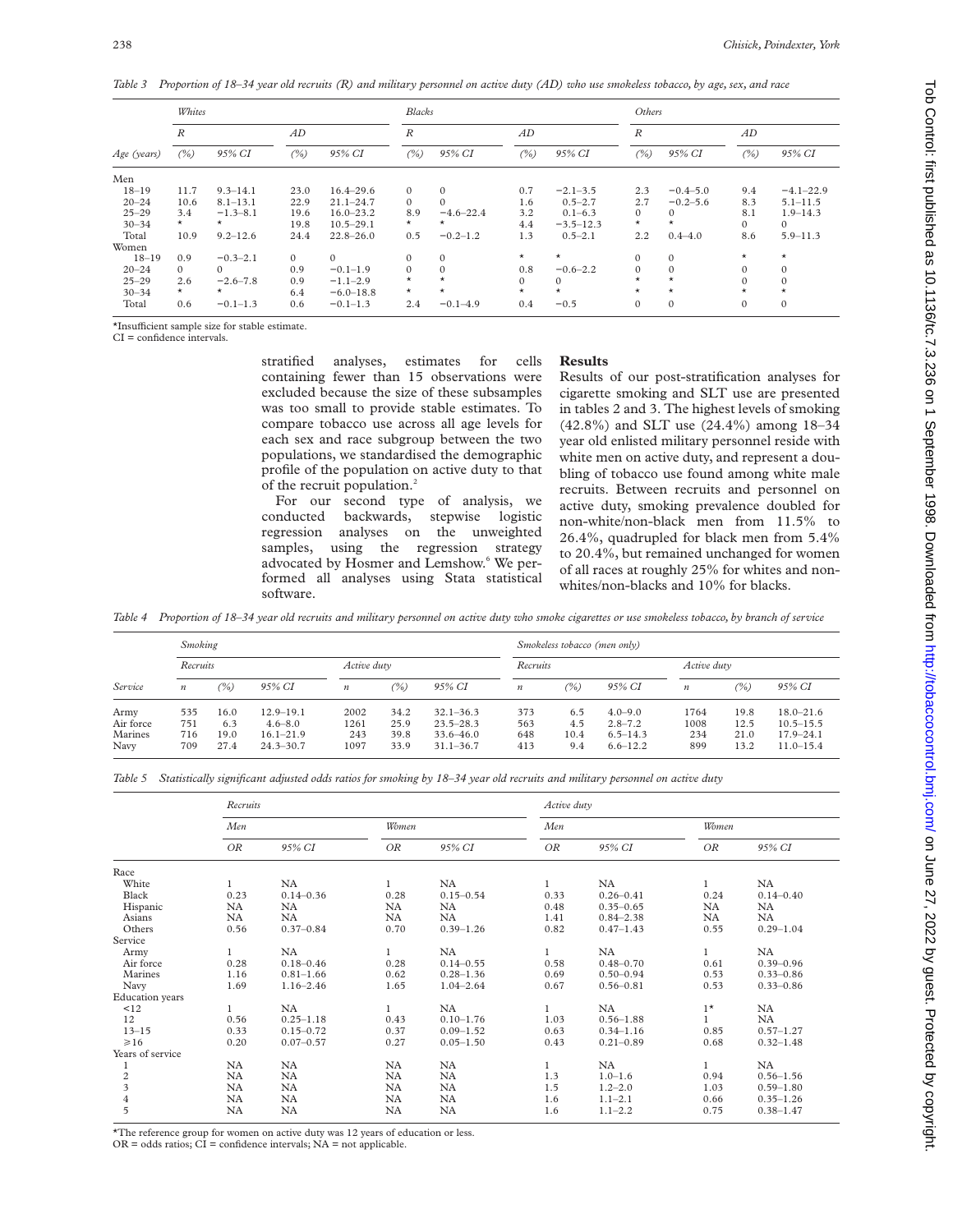*Table 3 Proportion of 18–34 year old recruits (R) and military personnel on active duty (AD) who use smokeless tobacco, by age, sex, and race*

| | Whites | | | | Blacks | | | | Others | | | |
|---|---|---|---|---|---|---|---|---|---|---|---|---|
| | R | | AD | | R | | AD | | R | | AD | |
| Age (years) | (%) | 95% CI | (%) | 95% CI | (%) | 95% CI | (%) | 95% CI | (%) | 95% CI | (%) | 95% CI |
| Men | | | | | | | | | | | | |
| 18–19 | 11.7 | 9.3–14.1 | 23.0 | 16.4–29.6 | 0 | 0 | 0.7 | −2.1–3.5 | 2.3 | −0.4–5.0 | 9.4 | −4.1–22.9 |
| 20–24 | 10.6 | 8.1–13.1 | 22.9 | 21.1–24.7 | 0 | 0 | 1.6 | 0.5–2.7 | 2.7 | −0.2–5.6 | 8.3 | 5.1–11.5 |
| 25–29 | 3.4 | −1.3–8.1 | 19.6 | 16.0–23.2 | 8.9 | −4.6–22.4 | 3.2 | 0.1–6.3 | 0 | 0 | 8.1 | 1.9–14.3 |
| 30–34 | * | * | 19.8 | 10.5–29.1 | * | * | 4.4 | −3.5–12.3 | * | * | 0 | 0 |
| Total | 10.9 | 9.2–12.6 | 24.4 | 22.8–26.0 | 0.5 | −0.2–1.2 | 1.3 | 0.5–2.1 | 2.2 | 0.4–4.0 | 8.6 | 5.9–11.3 |
| Women | | | | | | | | | | | | |
| 18–19 | 0.9 | −0.3–2.1 | 0 | 0 | 0 | 0 | * | * | 0 | 0 | * | * |
| 20–24 | 0 | 0 | 0.9 | −0.1–1.9 | 0 | 0 | 0.8 | −0.6–2.2 | 0 | 0 | 0 | 0 |
| 25–29 | 2.6 | −2.6–7.8 | 0.9 | −1.1–2.9 | * | * | 0 | 0 | * | * | 0 | 0 |
| 30–34 | * | * | 6.4 | −6.0–18.8 | * | * | * | * | * | * | * | * |
| Total | 0.6 | −0.1–1.3 | 0.6 | −0.1–1.3 | 2.4 | −0.1–4.9 | 0.4 | −0.5 | 0 | 0 | 0 | 0 |

*Insufficient sample size for stable estimate.
CI = confidence intervals.

stratified analyses, estimates for cells containing fewer than 15 observations were excluded because the size of these subsamples was too small to provide stable estimates. To compare tobacco use across all age levels for each sex and race subgroup between the two populations, we standardised the demographic profile of the population on active duty to that of the recruit population.[2]

For our second type of analysis, we conducted backwards, stepwise logistic regression analyses on the unweighted samples, using the regression strategy advocated by Hosmer and Lemshow.[6] We performed all analyses using Stata statistical software.

## Results

Results of our post-stratification analyses for cigarette smoking and SLT use are presented in tables 2 and 3. The highest levels of smoking (42.8%) and SLT use (24.4%) among 18–34 year old enlisted military personnel reside with white men on active duty, and represent a doubling of tobacco use found among white male recruits. Between recruits and personnel on active duty, smoking prevalence doubled for non-white/non-black men from 11.5% to 26.4%, quadrupled for black men from 5.4% to 20.4%, but remained unchanged for women of all races at roughly 25% for whites and non-whites/non-blacks and 10% for blacks.

*Table 4 Proportion of 18–34 year old recruits and military personnel on active duty who smoke cigarettes or use smokeless tobacco, by branch of service*

| | Smoking | | | | | | Smokeless tobacco (men only) | | | | | |
|---|---|---|---|---|---|---|---|---|---|---|---|---|
| | Recruits | | | Active duty | | | Recruits | | | Active duty | | |
| Service | n | (%) | 95% CI | n | (%) | 95% CI | n | (%) | 95% CI | n | (%) | 95% CI |
| Army | 535 | 16.0 | 12.9–19.1 | 2002 | 34.2 | 32.1–36.3 | 373 | 6.5 | 4.0–9.0 | 1764 | 19.8 | 18.0–21.6 |
| Air force | 751 | 6.3 | 4.6–8.0 | 1261 | 25.9 | 23.5–28.3 | 563 | 4.5 | 2.8–7.2 | 1008 | 12.5 | 10.5–15.5 |
| Marines | 716 | 19.0 | 16.1–21.9 | 243 | 39.8 | 33.6–46.0 | 648 | 10.4 | 6.5–14.3 | 234 | 21.0 | 17.9–24.1 |
| Navy | 709 | 27.4 | 24.3–30.7 | 1097 | 33.9 | 31.1–36.7 | 413 | 9.4 | 6.6–12.2 | 899 | 13.2 | 11.0–15.4 |

*Table 5 Statistically significant adjusted odds ratios for smoking by 18–34 year old recruits and military personnel on active duty*

| | Recruits | | | | Active duty | | | |
|---|---|---|---|---|---|---|---|---|
| | Men | | Women | | Men | | Women | |
| | OR | 95% CI | OR | 95% CI | OR | 95% CI | OR | 95% CI |
| Race | | | | | | | | |
| White | 1 | NA | 1 | NA | 1 | NA | 1 | NA |
| Black | 0.23 | 0.14–0.36 | 0.28 | 0.15–0.54 | 0.33 | 0.26–0.41 | 0.24 | 0.14–0.40 |
| Hispanic | NA | NA | NA | NA | 0.48 | 0.35–0.65 | NA | NA |
| Asians | NA | NA | NA | NA | 1.41 | 0.84–2.38 | NA | NA |
| Others | 0.56 | 0.37–0.84 | 0.70 | 0.39–1.26 | 0.82 | 0.47–1.43 | 0.55 | 0.29–1.04 |
| Service | | | | | | | | |
| Army | 1 | NA | 1 | NA | 1 | NA | 1 | NA |
| Air force | 0.28 | 0.18–0.46 | 0.28 | 0.14–0.55 | 0.58 | 0.48–0.70 | 0.61 | 0.39–0.96 |
| Marines | 1.16 | 0.81–1.66 | 0.62 | 0.28–1.36 | 0.69 | 0.50–0.94 | 0.53 | 0.33–0.86 |
| Navy | 1.69 | 1.16–2.46 | 1.65 | 1.04–2.64 | 0.67 | 0.56–0.81 | 0.53 | 0.33–0.86 |
| Education years | | | | | | | | |
| <12 | 1 | NA | 1 | NA | 1 | NA | 1* | NA |
| 12 | 0.56 | 0.25–1.18 | 0.43 | 0.10–1.76 | 1.03 | 0.56–1.88 | 1 | NA |
| 13–15 | 0.33 | 0.15–0.72 | 0.37 | 0.09–1.52 | 0.63 | 0.34–1.16 | 0.85 | 0.57–1.27 |
| ⩾16 | 0.20 | 0.07–0.57 | 0.27 | 0.05–1.50 | 0.43 | 0.21–0.89 | 0.68 | 0.32–1.48 |
| Years of service | | | | | | | | |
| 1 | NA | NA | NA | NA | 1 | NA | 1 | NA |
| 2 | NA | NA | NA | NA | 1.3 | 1.0–1.6 | 0.94 | 0.56–1.56 |
| 3 | NA | NA | NA | NA | 1.5 | 1.2–2.0 | 1.03 | 0.59–1.80 |
| 4 | NA | NA | NA | NA | 1.6 | 1.1–2.1 | 0.66 | 0.35–1.26 |
| 5 | NA | NA | NA | NA | 1.6 | 1.1–2.2 | 0.75 | 0.38–1.47 |

*The reference group for women on active duty was 12 years of education or less.
OR = odds ratios; CI = confidence intervals; NA = not applicable.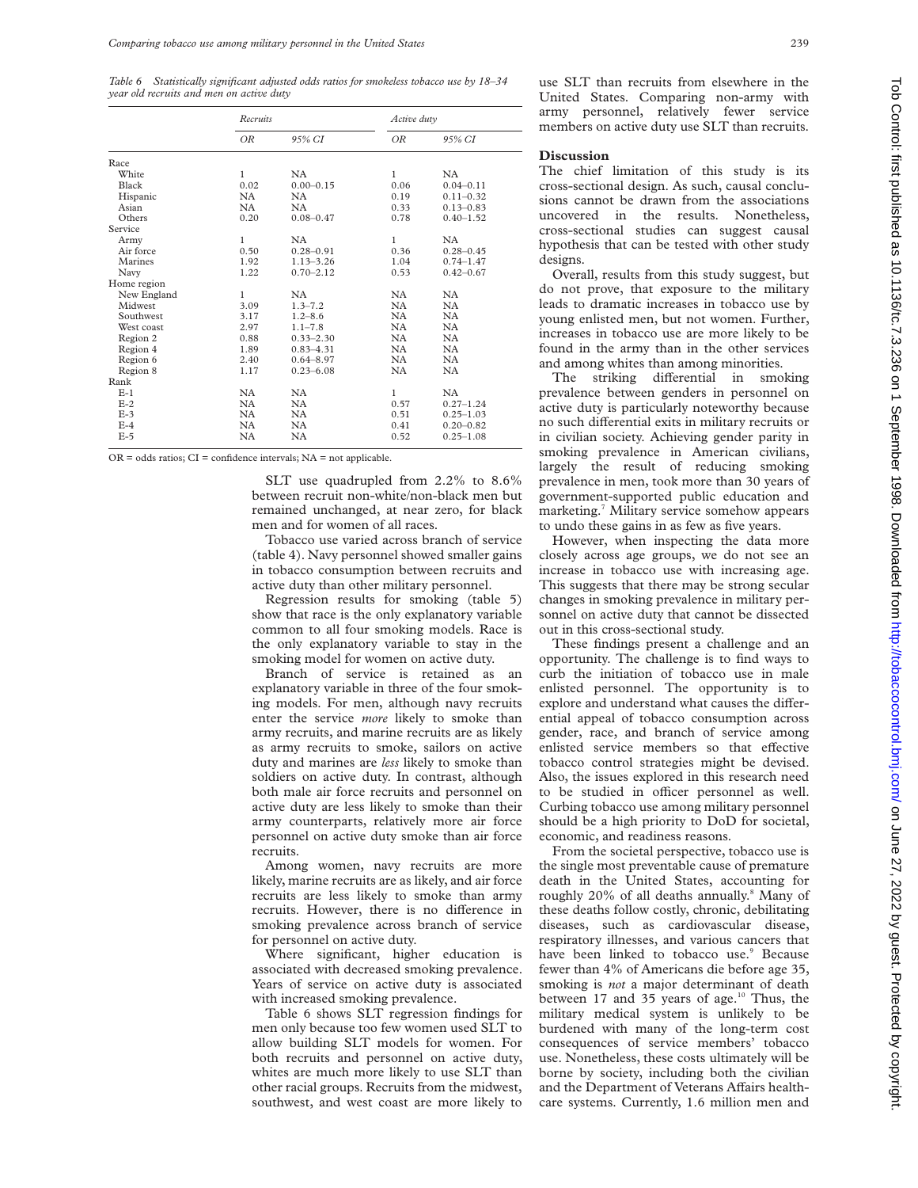*Table 6 Statistically significant adjusted odds ratios for smokeless tobacco use by 18–34 year old recruits and men on active duty*

| | Recruits | | Active duty | |
|---|---|---|---|---|
| | *OR* | *95% CI* | *OR* | *95% CI* |
| Race | | | | |
| White | 1 | NA | 1 | NA |
| Black | 0.02 | 0.00–0.15 | 0.06 | 0.04–0.11 |
| Hispanic | NA | NA | 0.19 | 0.11–0.32 |
| Asian | NA | NA | 0.33 | 0.13–0.83 |
| Others | 0.20 | 0.08–0.47 | 0.78 | 0.40–1.52 |
| Service | | | | |
| Army | 1 | NA | 1 | NA |
| Air force | 0.50 | 0.28–0.91 | 0.36 | 0.28–0.45 |
| Marines | 1.92 | 1.13–3.26 | 1.04 | 0.74–1.47 |
| Navy | 1.22 | 0.70–2.12 | 0.53 | 0.42–0.67 |
| Home region | | | | |
| New England | 1 | NA | NA | NA |
| Midwest | 3.09 | 1.3–7.2 | NA | NA |
| Southwest | 3.17 | 1.2–8.6 | NA | NA |
| West coast | 2.97 | 1.1–7.8 | NA | NA |
| Region 2 | 0.88 | 0.33–2.30 | NA | NA |
| Region 4 | 1.89 | 0.83–4.31 | NA | NA |
| Region 6 | 2.40 | 0.64–8.97 | NA | NA |
| Region 8 | 1.17 | 0.23–6.08 | NA | NA |
| Rank | | | | |
| E-1 | NA | NA | 1 | NA |
| E-2 | NA | NA | 0.57 | 0.27–1.24 |
| E-3 | NA | NA | 0.51 | 0.25–1.03 |
| E-4 | NA | NA | 0.41 | 0.20–0.82 |
| E-5 | NA | NA | 0.52 | 0.25–1.08 |

OR = odds ratios; CI = confidence intervals; NA = not applicable.

SLT use quadrupled from 2.2% to 8.6% between recruit non-white/non-black men but remained unchanged, at near zero, for black men and for women of all races.

Tobacco use varied across branch of service (table 4). Navy personnel showed smaller gains in tobacco consumption between recruits and active duty than other military personnel.

Regression results for smoking (table 5) show that race is the only explanatory variable common to all four smoking models. Race is the only explanatory variable to stay in the smoking model for women on active duty.

Branch of service is retained as an explanatory variable in three of the four smoking models. For men, although navy recruits enter the service *more* likely to smoke than army recruits, and marine recruits are as likely as army recruits to smoke, sailors on active duty and marines are *less* likely to smoke than soldiers on active duty. In contrast, although both male air force recruits and personnel on active duty are less likely to smoke than their army counterparts, relatively more air force personnel on active duty smoke than air force recruits.

Among women, navy recruits are more likely, marine recruits are as likely, and air force recruits are less likely to smoke than army recruits. However, there is no difference in smoking prevalence across branch of service for personnel on active duty.

Where significant, higher education is associated with decreased smoking prevalence. Years of service on active duty is associated with increased smoking prevalence.

Table 6 shows SLT regression findings for men only because too few women used SLT to allow building SLT models for women. For both recruits and personnel on active duty, whites are much more likely to use SLT than other racial groups. Recruits from the midwest, southwest, and west coast are more likely to use SLT than recruits from elsewhere in the United States. Comparing non-army with army personnel, relatively fewer service members on active duty use SLT than recruits.

## Discussion

The chief limitation of this study is its cross-sectional design. As such, causal conclusions cannot be drawn from the associations uncovered in the results. Nonetheless, cross-sectional studies can suggest causal hypothesis that can be tested with other study designs.

Overall, results from this study suggest, but do not prove, that exposure to the military leads to dramatic increases in tobacco use by young enlisted men, but not women. Further, increases in tobacco use are more likely to be found in the army than in the other services and among whites than among minorities.

The striking differential in smoking prevalence between genders in personnel on active duty is particularly noteworthy because no such differential exits in military recruits or in civilian society. Achieving gender parity in smoking prevalence in American civilians, largely the result of reducing smoking prevalence in men, took more than 30 years of government-supported public education and marketing.[7] Military service somehow appears to undo these gains in as few as five years.

However, when inspecting the data more closely across age groups, we do not see an increase in tobacco use with increasing age. This suggests that there may be strong secular changes in smoking prevalence in military personnel on active duty that cannot be dissected out in this cross-sectional study.

These findings present a challenge and an opportunity. The challenge is to find ways to curb the initiation of tobacco use in male enlisted personnel. The opportunity is to explore and understand what causes the differential appeal of tobacco consumption across gender, race, and branch of service among enlisted service members so that effective tobacco control strategies might be devised. Also, the issues explored in this research need to be studied in officer personnel as well. Curbing tobacco use among military personnel should be a high priority to DoD for societal, economic, and readiness reasons.

From the societal perspective, tobacco use is the single most preventable cause of premature death in the United States, accounting for roughly 20% of all deaths annually.[8] Many of these deaths follow costly, chronic, debilitating diseases, such as cardiovascular disease, respiratory illnesses, and various cancers that have been linked to tobacco use.[9] Because fewer than 4% of Americans die before age 35, smoking is *not* a major determinant of death between 17 and 35 years of age.[10] Thus, the military medical system is unlikely to be burdened with many of the long-term cost consequences of service members' tobacco use. Nonetheless, these costs ultimately will be borne by society, including both the civilian and the Department of Veterans Affairs healthcare systems. Currently, 1.6 million men and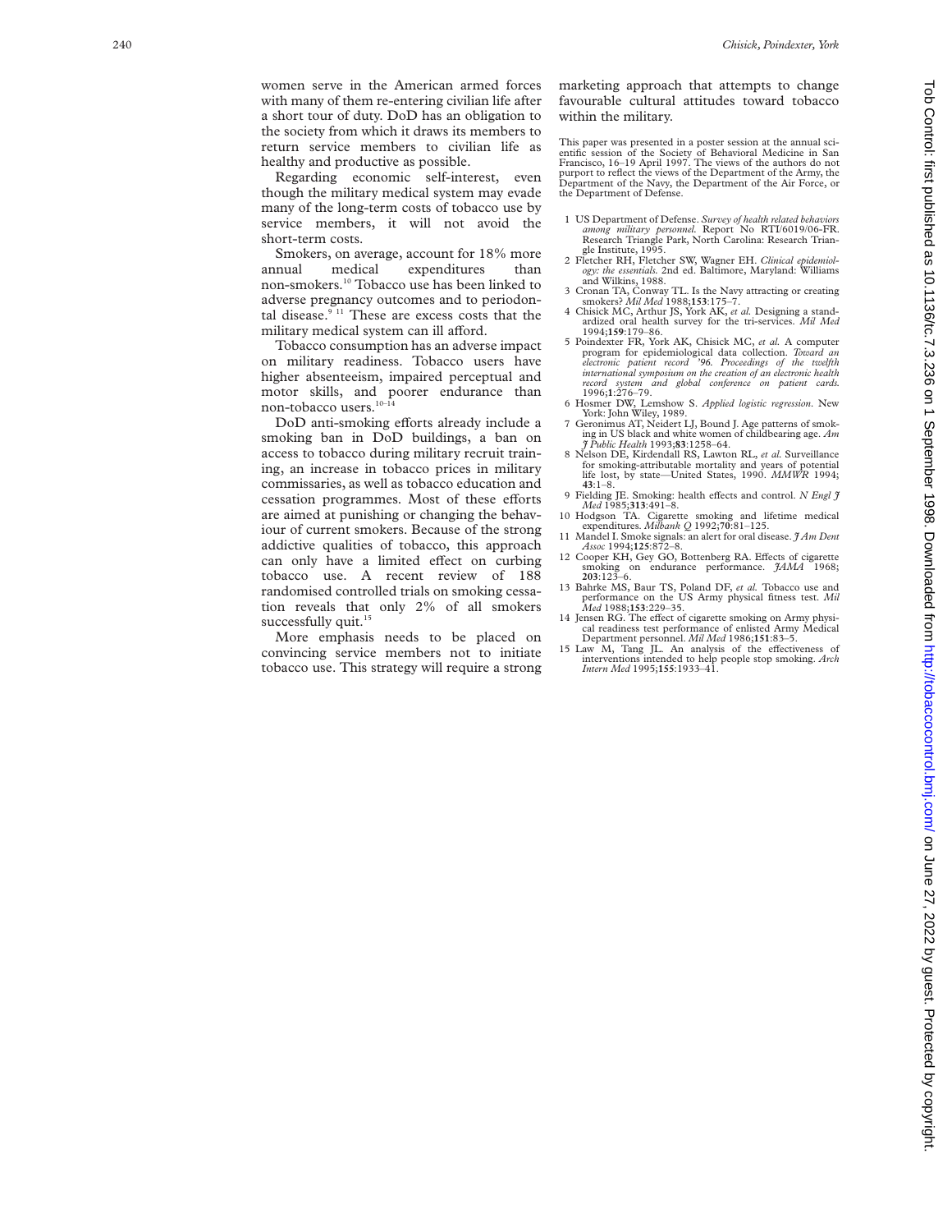women serve in the American armed forces with many of them re-entering civilian life after a short tour of duty. DoD has an obligation to the society from which it draws its members to return service members to civilian life as healthy and productive as possible.

Regarding economic self-interest, even though the military medical system may evade many of the long-term costs of tobacco use by service members, it will not avoid the short-term costs.

Smokers, on average, account for 18% more annual medical expenditures than non-smokers.[10] Tobacco use has been linked to adverse pregnancy outcomes and to periodontal disease.[9 11] These are excess costs that the military medical system can ill afford.

Tobacco consumption has an adverse impact on military readiness. Tobacco users have higher absenteeism, impaired perceptual and motor skills, and poorer endurance than non-tobacco users.[10–14]

DoD anti-smoking efforts already include a smoking ban in DoD buildings, a ban on access to tobacco during military recruit training, an increase in tobacco prices in military commissaries, as well as tobacco education and cessation programmes. Most of these efforts are aimed at punishing or changing the behaviour of current smokers. Because of the strong addictive qualities of tobacco, this approach can only have a limited effect on curbing tobacco use. A recent review of 188 randomised controlled trials on smoking cessation reveals that only 2% of all smokers successfully quit.[15]

More emphasis needs to be placed on convincing service members not to initiate tobacco use. This strategy will require a strong marketing approach that attempts to change favourable cultural attitudes toward tobacco within the military.

This paper was presented in a poster session at the annual scientific session of the Society of Behavioral Medicine in San Francisco, 16–19 April 1997. The views of the authors do not purport to reflect the views of the Department of the Army, the Department of the Navy, the Department of the Air Force, or the Department of Defense.

1 US Department of Defense. *Survey of health related behaviors among military personnel.* Report No RTI/6019/06-FR. Research Triangle Park, North Carolina: Research Triangle Institute, 1995.
2 Fletcher RH, Fletcher SW, Wagner EH. *Clinical epidemiology: the essentials.* 2nd ed. Baltimore, Maryland: Williams and Wilkins, 1988.
3 Cronan TA, Conway TL. Is the Navy attracting or creating smokers? *Mil Med* 1988;**153**:175–7.
4 Chisick MC, Arthur JS, York AK, *et al.* Designing a standardized oral health survey for the tri-services. *Mil Med* 1994;**159**:179–86.
5 Poindexter FR, York AK, Chisick MC, *et al.* A computer program for epidemiological data collection. *Toward an electronic patient record '96. Proceedings of the twelfth international symposium on the creation of an electronic health record system and global conference on patient cards.* 1996;**1**:276–79.
6 Hosmer DW, Lemshow S. *Applied logistic regression.* New York: John Wiley, 1989.
7 Geronimus AT, Neidert LJ, Bound J. Age patterns of smoking in US black and white women of childbearing age. *Am J Public Health* 1993;**83**:1258–64.
8 Nelson DE, Kirdendall RS, Lawton RL, *et al.* Surveillance for smoking-attributable mortality and years of potential life lost, by state—United States, 1990. *MMWR* 1994; **43**:1–8.
9 Fielding JE. Smoking: health effects and control. *N Engl J Med* 1985;**313**:491–8.
10 Hodgson TA. Cigarette smoking and lifetime medical expenditures. *Milbank Q* 1992;**70**:81–125.
11 Mandel I. Smoke signals: an alert for oral disease. *J Am Dent Assoc* 1994;**125**:872–8.
12 Cooper KH, Gey GO, Bottenberg RA. Effects of cigarette smoking on endurance performance. *JAMA* 1968; **203**:123–6.
13 Bahrke MS, Baur TS, Poland DF, *et al.* Tobacco use and performance on the US Army physical fitness test. *Mil Med* 1988;**153**:229–35.
14 Jensen RG. The effect of cigarette smoking on Army physical readiness test performance of enlisted Army Medical Department personnel. *Mil Med* 1986;**151**:83–5.
15 Law M, Tang JL. An analysis of the effectiveness of interventions intended to help people stop smoking. *Arch Intern Med* 1995;**155**:1933–41.